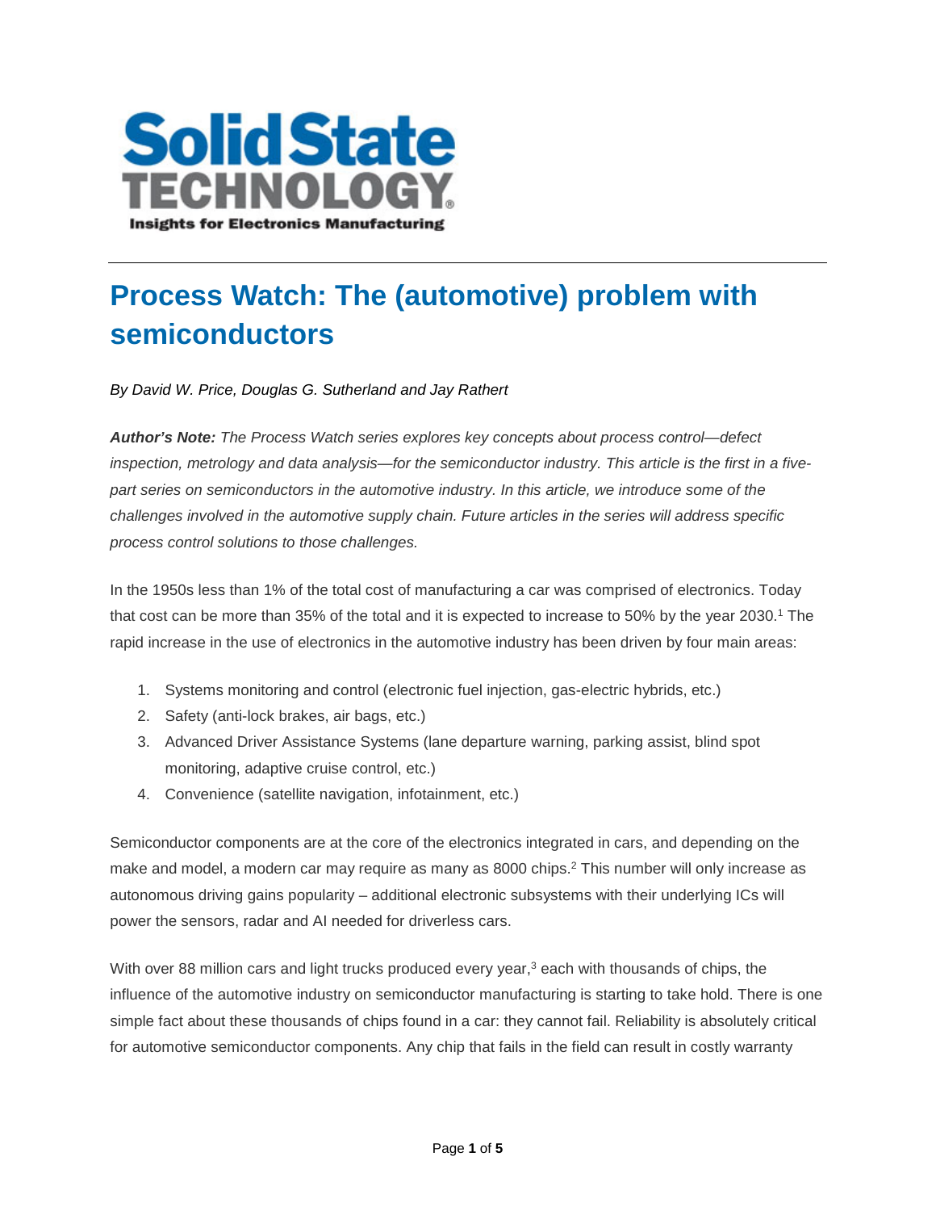**Solid State TECHNOLOGY**

**Insights for Electronics Manufacturing**

---

# Process Watch: The (automotive) problem with semiconductors

*By David W. Price, Douglas G. Sutherland and Jay Rathert*

***Author's Note:** The Process Watch series explores key concepts about process control—defect inspection, metrology and data analysis—for the semiconductor industry. This article is the first in a five-part series on semiconductors in the automotive industry. In this article, we introduce some of the challenges involved in the automotive supply chain. Future articles in the series will address specific process control solutions to those challenges.*

In the 1950s less than 1% of the total cost of manufacturing a car was comprised of electronics. Today that cost can be more than 35% of the total and it is expected to increase to 50% by the year 2030.[1] The rapid increase in the use of electronics in the automotive industry has been driven by four main areas:

1. Systems monitoring and control (electronic fuel injection, gas-electric hybrids, etc.)
2. Safety (anti-lock brakes, air bags, etc.)
3. Advanced Driver Assistance Systems (lane departure warning, parking assist, blind spot monitoring, adaptive cruise control, etc.)
4. Convenience (satellite navigation, infotainment, etc.)

Semiconductor components are at the core of the electronics integrated in cars, and depending on the make and model, a modern car may require as many as 8000 chips.[2] This number will only increase as autonomous driving gains popularity – additional electronic subsystems with their underlying ICs will power the sensors, radar and AI needed for driverless cars.

With over 88 million cars and light trucks produced every year,[3] each with thousands of chips, the influence of the automotive industry on semiconductor manufacturing is starting to take hold. There is one simple fact about these thousands of chips found in a car: they cannot fail. Reliability is absolutely critical for automotive semiconductor components. Any chip that fails in the field can result in costly warranty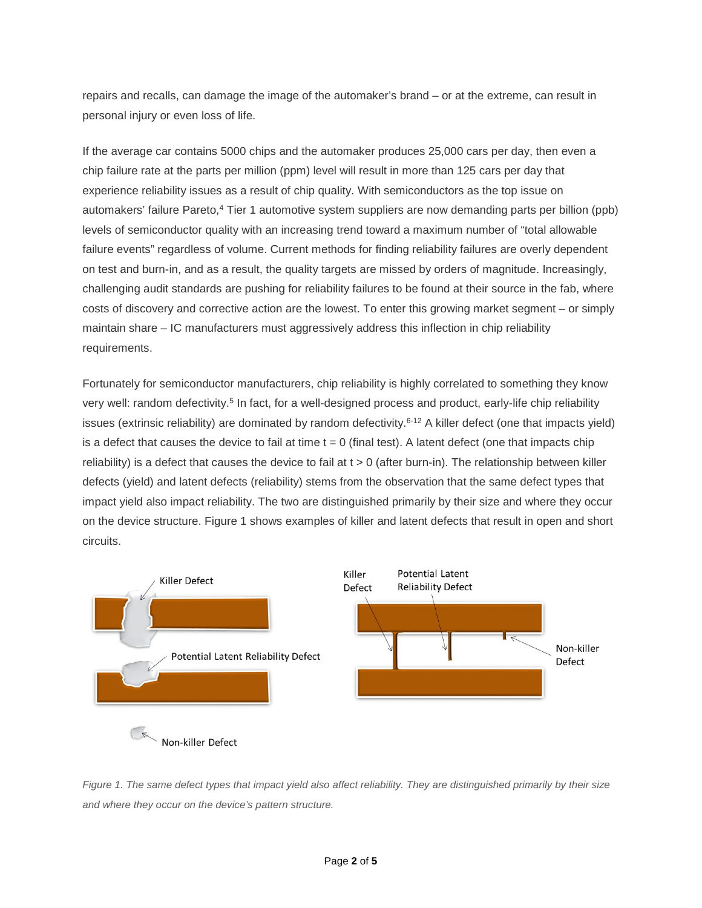repairs and recalls, can damage the image of the automaker's brand – or at the extreme, can result in personal injury or even loss of life.

If the average car contains 5000 chips and the automaker produces 25,000 cars per day, then even a chip failure rate at the parts per million (ppm) level will result in more than 125 cars per day that experience reliability issues as a result of chip quality. With semiconductors as the top issue on automakers' failure Pareto,[4] Tier 1 automotive system suppliers are now demanding parts per billion (ppb) levels of semiconductor quality with an increasing trend toward a maximum number of "total allowable failure events" regardless of volume. Current methods for finding reliability failures are overly dependent on test and burn-in, and as a result, the quality targets are missed by orders of magnitude. Increasingly, challenging audit standards are pushing for reliability failures to be found at their source in the fab, where costs of discovery and corrective action are the lowest. To enter this growing market segment – or simply maintain share – IC manufacturers must aggressively address this inflection in chip reliability requirements.

Fortunately for semiconductor manufacturers, chip reliability is highly correlated to something they know very well: random defectivity.[5] In fact, for a well-designed process and product, early-life chip reliability issues (extrinsic reliability) are dominated by random defectivity.[6-12] A killer defect (one that impacts yield) is a defect that causes the device to fail at time t = 0 (final test). A latent defect (one that impacts chip reliability) is a defect that causes the device to fail at t > 0 (after burn-in). The relationship between killer defects (yield) and latent defects (reliability) stems from the observation that the same defect types that impact yield also impact reliability. The two are distinguished primarily by their size and where they occur on the device structure. Figure 1 shows examples of killer and latent defects that result in open and short circuits.

*Figure 1. The same defect types that impact yield also affect reliability. They are distinguished primarily by their size and where they occur on the device's pattern structure.*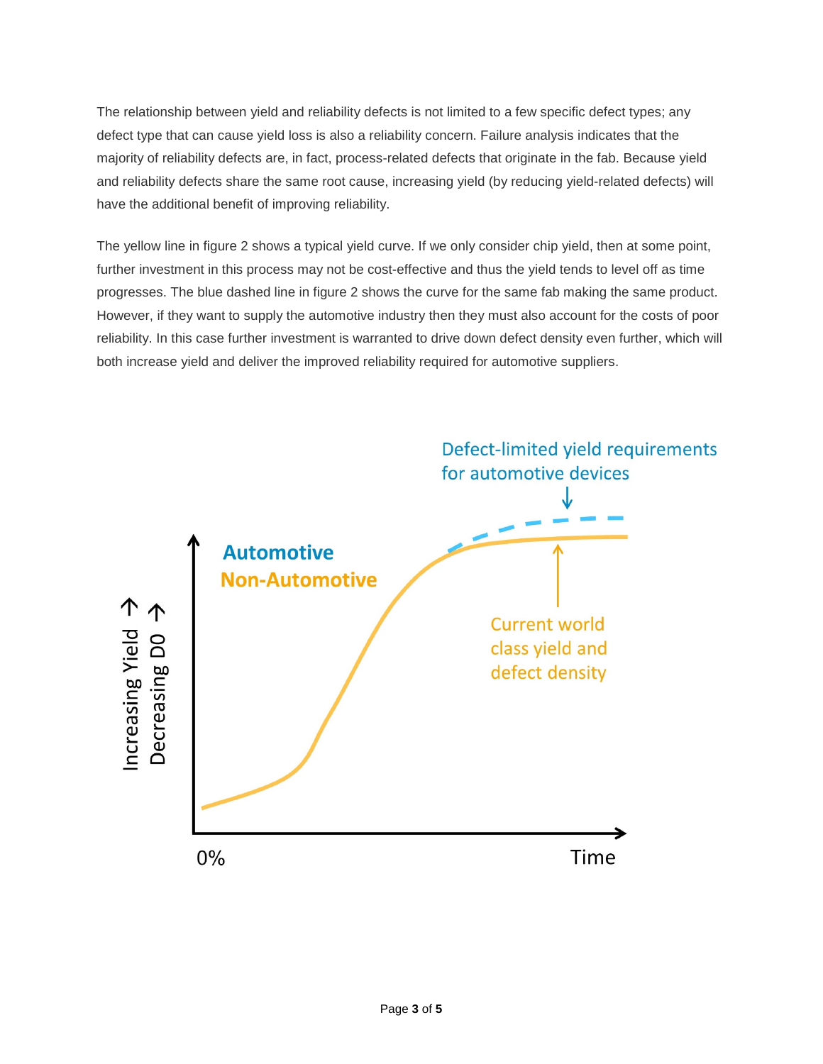The relationship between yield and reliability defects is not limited to a few specific defect types; any defect type that can cause yield loss is also a reliability concern. Failure analysis indicates that the majority of reliability defects are, in fact, process-related defects that originate in the fab. Because yield and reliability defects share the same root cause, increasing yield (by reducing yield-related defects) will have the additional benefit of improving reliability.

The yellow line in figure 2 shows a typical yield curve. If we only consider chip yield, then at some point, further investment in this process may not be cost-effective and thus the yield tends to level off as time progresses. The blue dashed line in figure 2 shows the curve for the same fab making the same product. However, if they want to supply the automotive industry then they must also account for the costs of poor reliability. In this case further investment is warranted to drive down defect density even further, which will both increase yield and deliver the improved reliability required for automotive suppliers.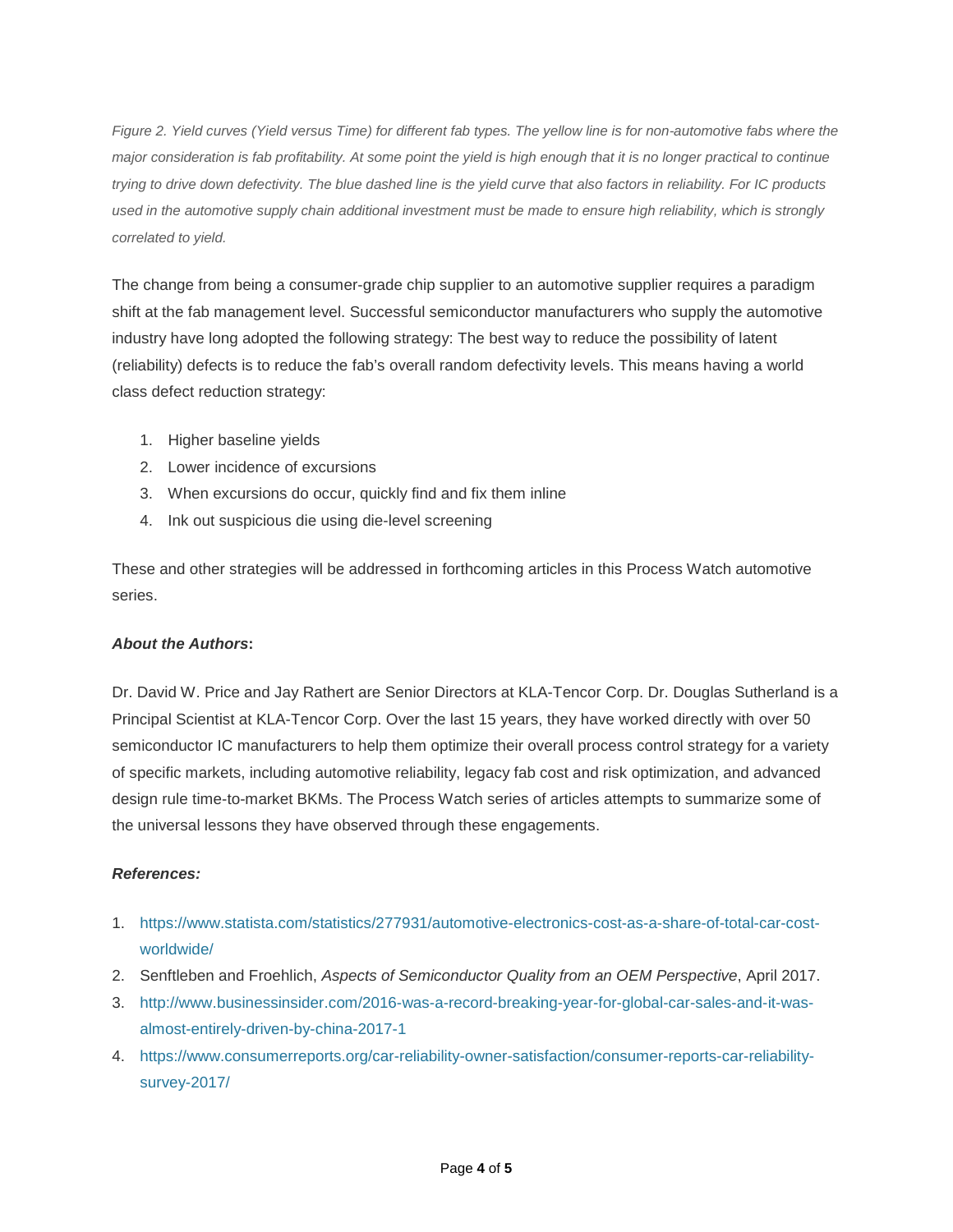*Figure 2. Yield curves (Yield versus Time) for different fab types. The yellow line is for non-automotive fabs where the major consideration is fab profitability. At some point the yield is high enough that it is no longer practical to continue trying to drive down defectivity. The blue dashed line is the yield curve that also factors in reliability. For IC products used in the automotive supply chain additional investment must be made to ensure high reliability, which is strongly correlated to yield.*

The change from being a consumer-grade chip supplier to an automotive supplier requires a paradigm shift at the fab management level. Successful semiconductor manufacturers who supply the automotive industry have long adopted the following strategy: The best way to reduce the possibility of latent (reliability) defects is to reduce the fab's overall random defectivity levels. This means having a world class defect reduction strategy:

1. Higher baseline yields
2. Lower incidence of excursions
3. When excursions do occur, quickly find and fix them inline
4. Ink out suspicious die using die-level screening

These and other strategies will be addressed in forthcoming articles in this Process Watch automotive series.

***About the Authors*:**

Dr. David W. Price and Jay Rathert are Senior Directors at KLA-Tencor Corp. Dr. Douglas Sutherland is a Principal Scientist at KLA-Tencor Corp. Over the last 15 years, they have worked directly with over 50 semiconductor IC manufacturers to help them optimize their overall process control strategy for a variety of specific markets, including automotive reliability, legacy fab cost and risk optimization, and advanced design rule time-to-market BKMs. The Process Watch series of articles attempts to summarize some of the universal lessons they have observed through these engagements.

***References:***

1. https://www.statista.com/statistics/277931/automotive-electronics-cost-as-a-share-of-total-car-cost-worldwide/
2. Senftleben and Froehlich, *Aspects of Semiconductor Quality from an OEM Perspective*, April 2017.
3. http://www.businessinsider.com/2016-was-a-record-breaking-year-for-global-car-sales-and-it-was-almost-entirely-driven-by-china-2017-1
4. https://www.consumerreports.org/car-reliability-owner-satisfaction/consumer-reports-car-reliability-survey-2017/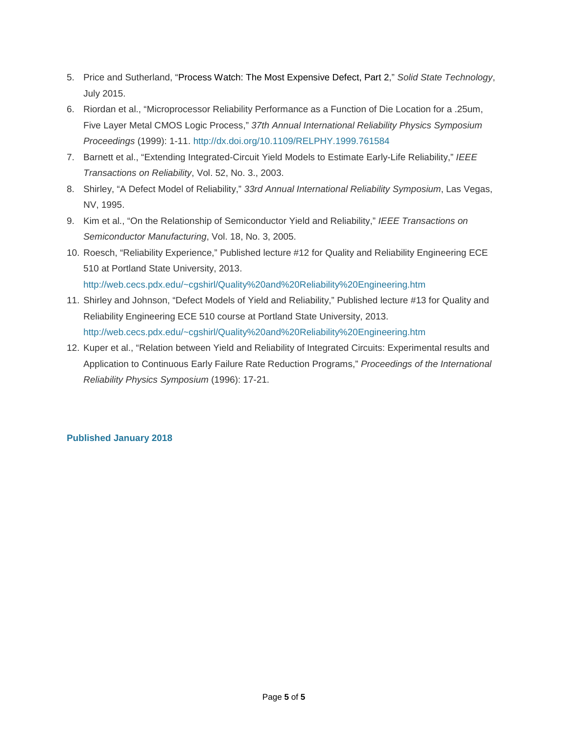5. Price and Sutherland, "Process Watch: The Most Expensive Defect, Part 2," *Solid State Technology*, July 2015.
6. Riordan et al., "Microprocessor Reliability Performance as a Function of Die Location for a .25um, Five Layer Metal CMOS Logic Process," *37th Annual International Reliability Physics Symposium Proceedings* (1999): 1-11. http://dx.doi.org/10.1109/RELPHY.1999.761584
7. Barnett et al., "Extending Integrated-Circuit Yield Models to Estimate Early-Life Reliability," *IEEE Transactions on Reliability*, Vol. 52, No. 3., 2003.
8. Shirley, "A Defect Model of Reliability," *33rd Annual International Reliability Symposium*, Las Vegas, NV, 1995.
9. Kim et al., "On the Relationship of Semiconductor Yield and Reliability," *IEEE Transactions on Semiconductor Manufacturing*, Vol. 18, No. 3, 2005.
10. Roesch, "Reliability Experience," Published lecture #12 for Quality and Reliability Engineering ECE 510 at Portland State University, 2013. http://web.cecs.pdx.edu/~cgshirl/Quality%20and%20Reliability%20Engineering.htm
11. Shirley and Johnson, "Defect Models of Yield and Reliability," Published lecture #13 for Quality and Reliability Engineering ECE 510 course at Portland State University, 2013. http://web.cecs.pdx.edu/~cgshirl/Quality%20and%20Reliability%20Engineering.htm
12. Kuper et al., "Relation between Yield and Reliability of Integrated Circuits: Experimental results and Application to Continuous Early Failure Rate Reduction Programs," *Proceedings of the International Reliability Physics Symposium* (1996): 17-21.

**Published January 2018**